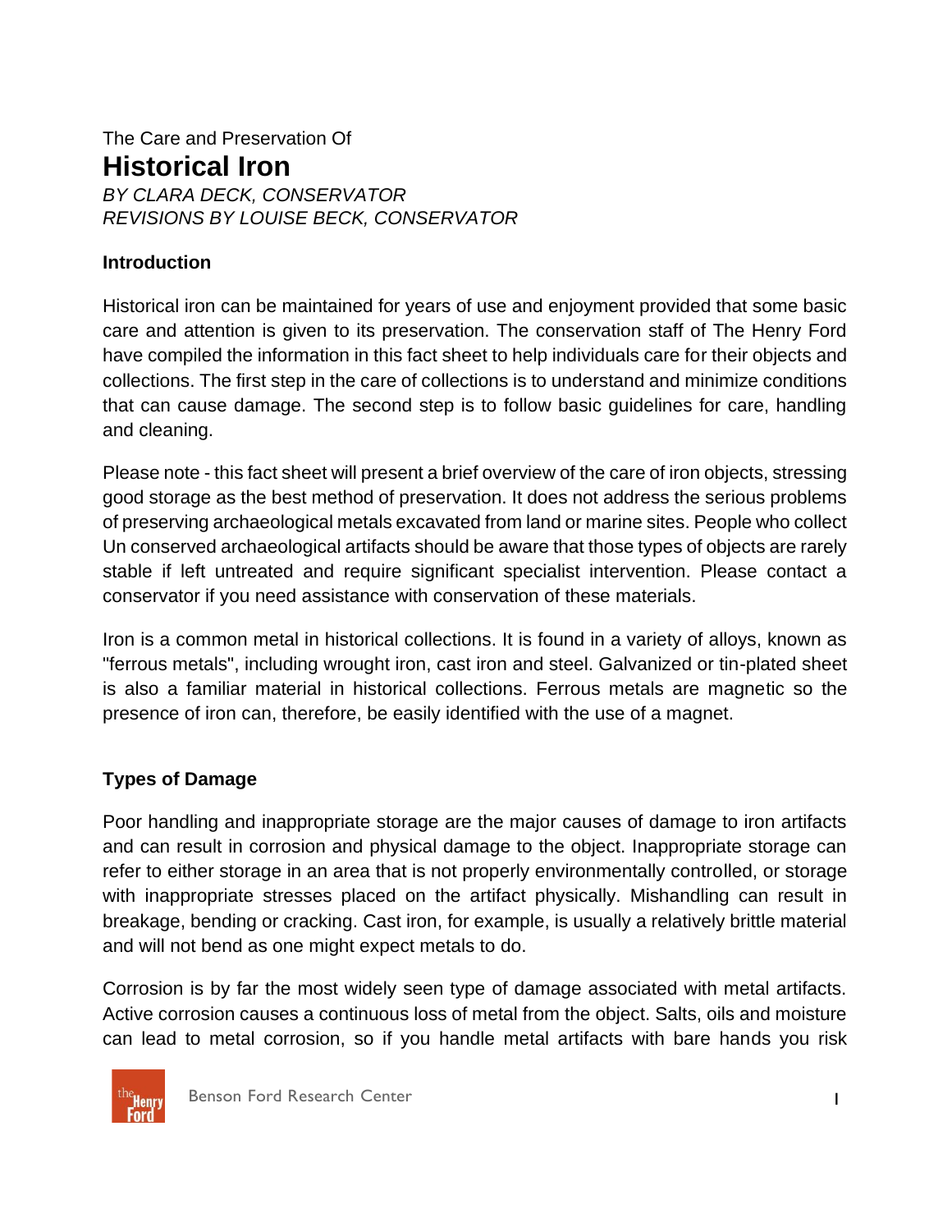The Care and Preservation Of

# Historical Iron

*BY CLARA DECK, CONSERVATOR*
*REVISIONS BY LOUISE BECK, CONSERVATOR*

## Introduction

Historical iron can be maintained for years of use and enjoyment provided that some basic care and attention is given to its preservation. The conservation staff of The Henry Ford have compiled the information in this fact sheet to help individuals care for their objects and collections. The first step in the care of collections is to understand and minimize conditions that can cause damage. The second step is to follow basic guidelines for care, handling and cleaning.

Please note - this fact sheet will present a brief overview of the care of iron objects, stressing good storage as the best method of preservation. It does not address the serious problems of preserving archaeological metals excavated from land or marine sites. People who collect Un conserved archaeological artifacts should be aware that those types of objects are rarely stable if left untreated and require significant specialist intervention. Please contact a conservator if you need assistance with conservation of these materials.

Iron is a common metal in historical collections. It is found in a variety of alloys, known as "ferrous metals", including wrought iron, cast iron and steel. Galvanized or tin-plated sheet is also a familiar material in historical collections. Ferrous metals are magnetic so the presence of iron can, therefore, be easily identified with the use of a magnet.

## Types of Damage

Poor handling and inappropriate storage are the major causes of damage to iron artifacts and can result in corrosion and physical damage to the object. Inappropriate storage can refer to either storage in an area that is not properly environmentally controlled, or storage with inappropriate stresses placed on the artifact physically. Mishandling can result in breakage, bending or cracking. Cast iron, for example, is usually a relatively brittle material and will not bend as one might expect metals to do.

Corrosion is by far the most widely seen type of damage associated with metal artifacts. Active corrosion causes a continuous loss of metal from the object. Salts, oils and moisture can lead to metal corrosion, so if you handle metal artifacts with bare hands you risk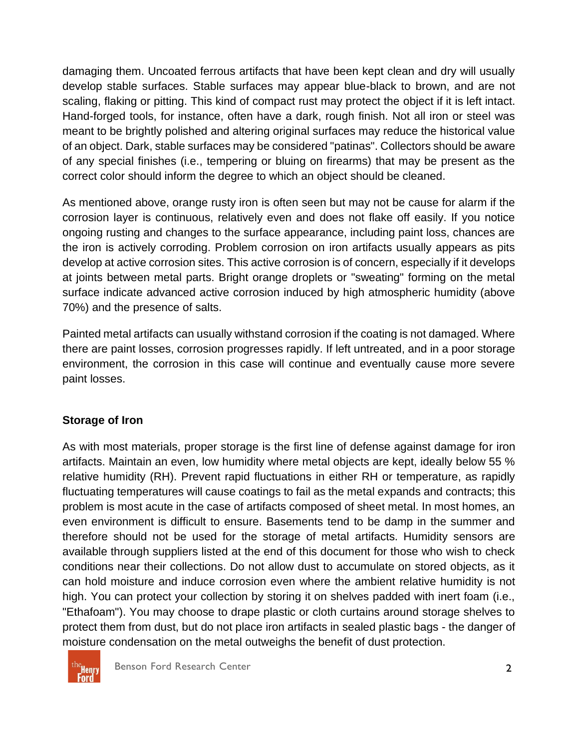damaging them. Uncoated ferrous artifacts that have been kept clean and dry will usually develop stable surfaces. Stable surfaces may appear blue-black to brown, and are not scaling, flaking or pitting. This kind of compact rust may protect the object if it is left intact. Hand-forged tools, for instance, often have a dark, rough finish. Not all iron or steel was meant to be brightly polished and altering original surfaces may reduce the historical value of an object. Dark, stable surfaces may be considered "patinas". Collectors should be aware of any special finishes (i.e., tempering or bluing on firearms) that may be present as the correct color should inform the degree to which an object should be cleaned.

As mentioned above, orange rusty iron is often seen but may not be cause for alarm if the corrosion layer is continuous, relatively even and does not flake off easily. If you notice ongoing rusting and changes to the surface appearance, including paint loss, chances are the iron is actively corroding. Problem corrosion on iron artifacts usually appears as pits develop at active corrosion sites. This active corrosion is of concern, especially if it develops at joints between metal parts. Bright orange droplets or "sweating" forming on the metal surface indicate advanced active corrosion induced by high atmospheric humidity (above 70%) and the presence of salts.

Painted metal artifacts can usually withstand corrosion if the coating is not damaged. Where there are paint losses, corrosion progresses rapidly. If left untreated, and in a poor storage environment, the corrosion in this case will continue and eventually cause more severe paint losses.

## Storage of Iron

As with most materials, proper storage is the first line of defense against damage for iron artifacts. Maintain an even, low humidity where metal objects are kept, ideally below 55 % relative humidity (RH). Prevent rapid fluctuations in either RH or temperature, as rapidly fluctuating temperatures will cause coatings to fail as the metal expands and contracts; this problem is most acute in the case of artifacts composed of sheet metal. In most homes, an even environment is difficult to ensure. Basements tend to be damp in the summer and therefore should not be used for the storage of metal artifacts. Humidity sensors are available through suppliers listed at the end of this document for those who wish to check conditions near their collections. Do not allow dust to accumulate on stored objects, as it can hold moisture and induce corrosion even where the ambient relative humidity is not high. You can protect your collection by storing it on shelves padded with inert foam (i.e., "Ethafoam"). You may choose to drape plastic or cloth curtains around storage shelves to protect them from dust, but do not place iron artifacts in sealed plastic bags - the danger of moisture condensation on the metal outweighs the benefit of dust protection.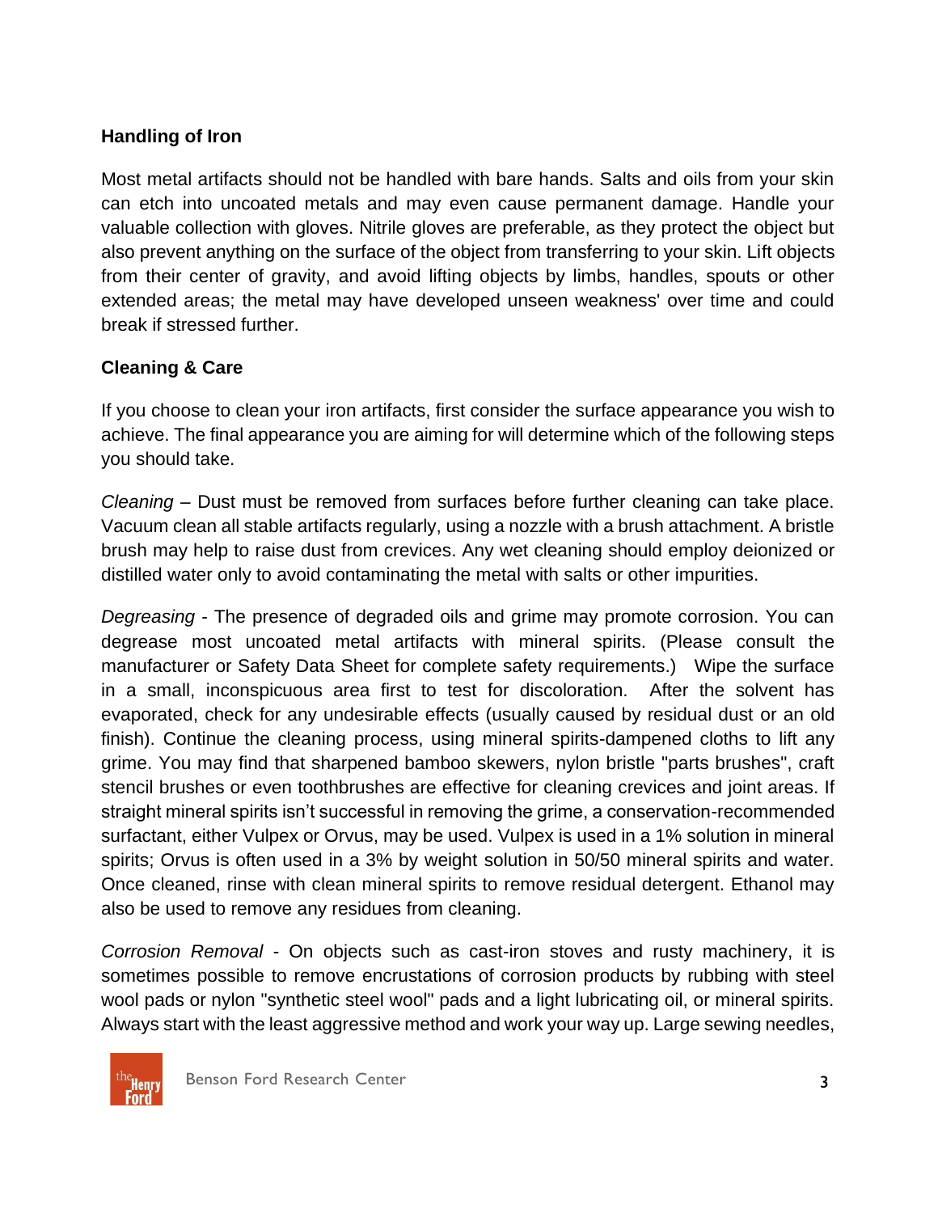**Handling of Iron**

Most metal artifacts should not be handled with bare hands. Salts and oils from your skin can etch into uncoated metals and may even cause permanent damage. Handle your valuable collection with gloves. Nitrile gloves are preferable, as they protect the object but also prevent anything on the surface of the object from transferring to your skin. Lift objects from their center of gravity, and avoid lifting objects by limbs, handles, spouts or other extended areas; the metal may have developed unseen weakness' over time and could break if stressed further.

**Cleaning & Care**

If you choose to clean your iron artifacts, first consider the surface appearance you wish to achieve. The final appearance you are aiming for will determine which of the following steps you should take.

*Cleaning* – Dust must be removed from surfaces before further cleaning can take place. Vacuum clean all stable artifacts regularly, using a nozzle with a brush attachment. A bristle brush may help to raise dust from crevices. Any wet cleaning should employ deionized or distilled water only to avoid contaminating the metal with salts or other impurities.

*Degreasing* - The presence of degraded oils and grime may promote corrosion. You can degrease most uncoated metal artifacts with mineral spirits. (Please consult the manufacturer or Safety Data Sheet for complete safety requirements.) Wipe the surface in a small, inconspicuous area first to test for discoloration. After the solvent has evaporated, check for any undesirable effects (usually caused by residual dust or an old finish). Continue the cleaning process, using mineral spirits-dampened cloths to lift any grime. You may find that sharpened bamboo skewers, nylon bristle "parts brushes", craft stencil brushes or even toothbrushes are effective for cleaning crevices and joint areas. If straight mineral spirits isn't successful in removing the grime, a conservation-recommended surfactant, either Vulpex or Orvus, may be used. Vulpex is used in a 1% solution in mineral spirits; Orvus is often used in a 3% by weight solution in 50/50 mineral spirits and water. Once cleaned, rinse with clean mineral spirits to remove residual detergent. Ethanol may also be used to remove any residues from cleaning.

*Corrosion Removal* - On objects such as cast-iron stoves and rusty machinery, it is sometimes possible to remove encrustations of corrosion products by rubbing with steel wool pads or nylon "synthetic steel wool" pads and a light lubricating oil, or mineral spirits. Always start with the least aggressive method and work your way up. Large sewing needles,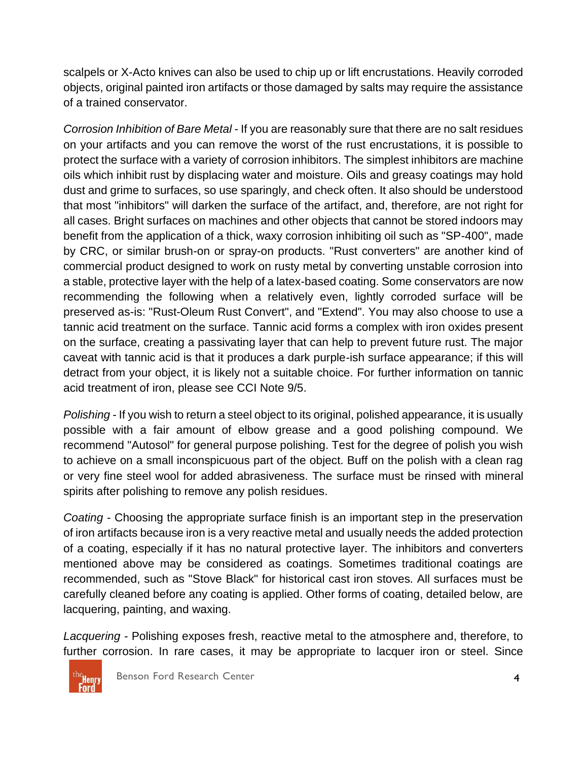scalpels or X-Acto knives can also be used to chip up or lift encrustations. Heavily corroded objects, original painted iron artifacts or those damaged by salts may require the assistance of a trained conservator.

*Corrosion Inhibition of Bare Metal* - If you are reasonably sure that there are no salt residues on your artifacts and you can remove the worst of the rust encrustations, it is possible to protect the surface with a variety of corrosion inhibitors. The simplest inhibitors are machine oils which inhibit rust by displacing water and moisture. Oils and greasy coatings may hold dust and grime to surfaces, so use sparingly, and check often. It also should be understood that most "inhibitors" will darken the surface of the artifact, and, therefore, are not right for all cases. Bright surfaces on machines and other objects that cannot be stored indoors may benefit from the application of a thick, waxy corrosion inhibiting oil such as "SP-400", made by CRC, or similar brush-on or spray-on products. "Rust converters" are another kind of commercial product designed to work on rusty metal by converting unstable corrosion into a stable, protective layer with the help of a latex-based coating. Some conservators are now recommending the following when a relatively even, lightly corroded surface will be preserved as-is: "Rust-Oleum Rust Convert", and "Extend". You may also choose to use a tannic acid treatment on the surface. Tannic acid forms a complex with iron oxides present on the surface, creating a passivating layer that can help to prevent future rust. The major caveat with tannic acid is that it produces a dark purple-ish surface appearance; if this will detract from your object, it is likely not a suitable choice. For further information on tannic acid treatment of iron, please see CCI Note 9/5.

*Polishing* - If you wish to return a steel object to its original, polished appearance, it is usually possible with a fair amount of elbow grease and a good polishing compound. We recommend "Autosol" for general purpose polishing. Test for the degree of polish you wish to achieve on a small inconspicuous part of the object. Buff on the polish with a clean rag or very fine steel wool for added abrasiveness. The surface must be rinsed with mineral spirits after polishing to remove any polish residues.

*Coating* - Choosing the appropriate surface finish is an important step in the preservation of iron artifacts because iron is a very reactive metal and usually needs the added protection of a coating, especially if it has no natural protective layer. The inhibitors and converters mentioned above may be considered as coatings. Sometimes traditional coatings are recommended, such as "Stove Black" for historical cast iron stoves. All surfaces must be carefully cleaned before any coating is applied. Other forms of coating, detailed below, are lacquering, painting, and waxing.

*Lacquering* - Polishing exposes fresh, reactive metal to the atmosphere and, therefore, to further corrosion. In rare cases, it may be appropriate to lacquer iron or steel. Since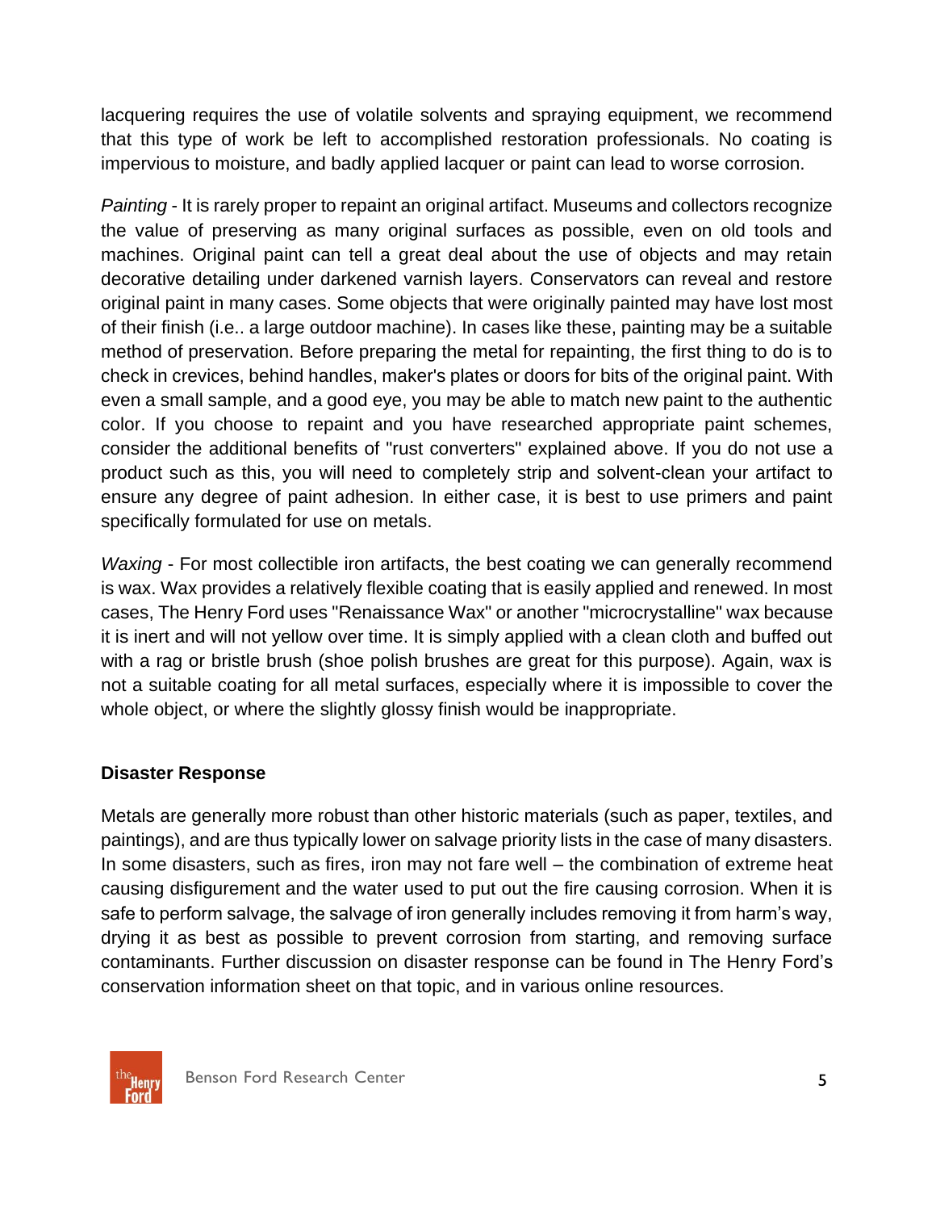lacquering requires the use of volatile solvents and spraying equipment, we recommend that this type of work be left to accomplished restoration professionals. No coating is impervious to moisture, and badly applied lacquer or paint can lead to worse corrosion.

*Painting* - It is rarely proper to repaint an original artifact. Museums and collectors recognize the value of preserving as many original surfaces as possible, even on old tools and machines. Original paint can tell a great deal about the use of objects and may retain decorative detailing under darkened varnish layers. Conservators can reveal and restore original paint in many cases. Some objects that were originally painted may have lost most of their finish (i.e.. a large outdoor machine). In cases like these, painting may be a suitable method of preservation. Before preparing the metal for repainting, the first thing to do is to check in crevices, behind handles, maker's plates or doors for bits of the original paint. With even a small sample, and a good eye, you may be able to match new paint to the authentic color. If you choose to repaint and you have researched appropriate paint schemes, consider the additional benefits of "rust converters" explained above. If you do not use a product such as this, you will need to completely strip and solvent-clean your artifact to ensure any degree of paint adhesion. In either case, it is best to use primers and paint specifically formulated for use on metals.

*Waxing* - For most collectible iron artifacts, the best coating we can generally recommend is wax. Wax provides a relatively flexible coating that is easily applied and renewed. In most cases, The Henry Ford uses "Renaissance Wax" or another "microcrystalline" wax because it is inert and will not yellow over time. It is simply applied with a clean cloth and buffed out with a rag or bristle brush (shoe polish brushes are great for this purpose). Again, wax is not a suitable coating for all metal surfaces, especially where it is impossible to cover the whole object, or where the slightly glossy finish would be inappropriate.

**Disaster Response**

Metals are generally more robust than other historic materials (such as paper, textiles, and paintings), and are thus typically lower on salvage priority lists in the case of many disasters. In some disasters, such as fires, iron may not fare well – the combination of extreme heat causing disfigurement and the water used to put out the fire causing corrosion. When it is safe to perform salvage, the salvage of iron generally includes removing it from harm's way, drying it as best as possible to prevent corrosion from starting, and removing surface contaminants. Further discussion on disaster response can be found in The Henry Ford's conservation information sheet on that topic, and in various online resources.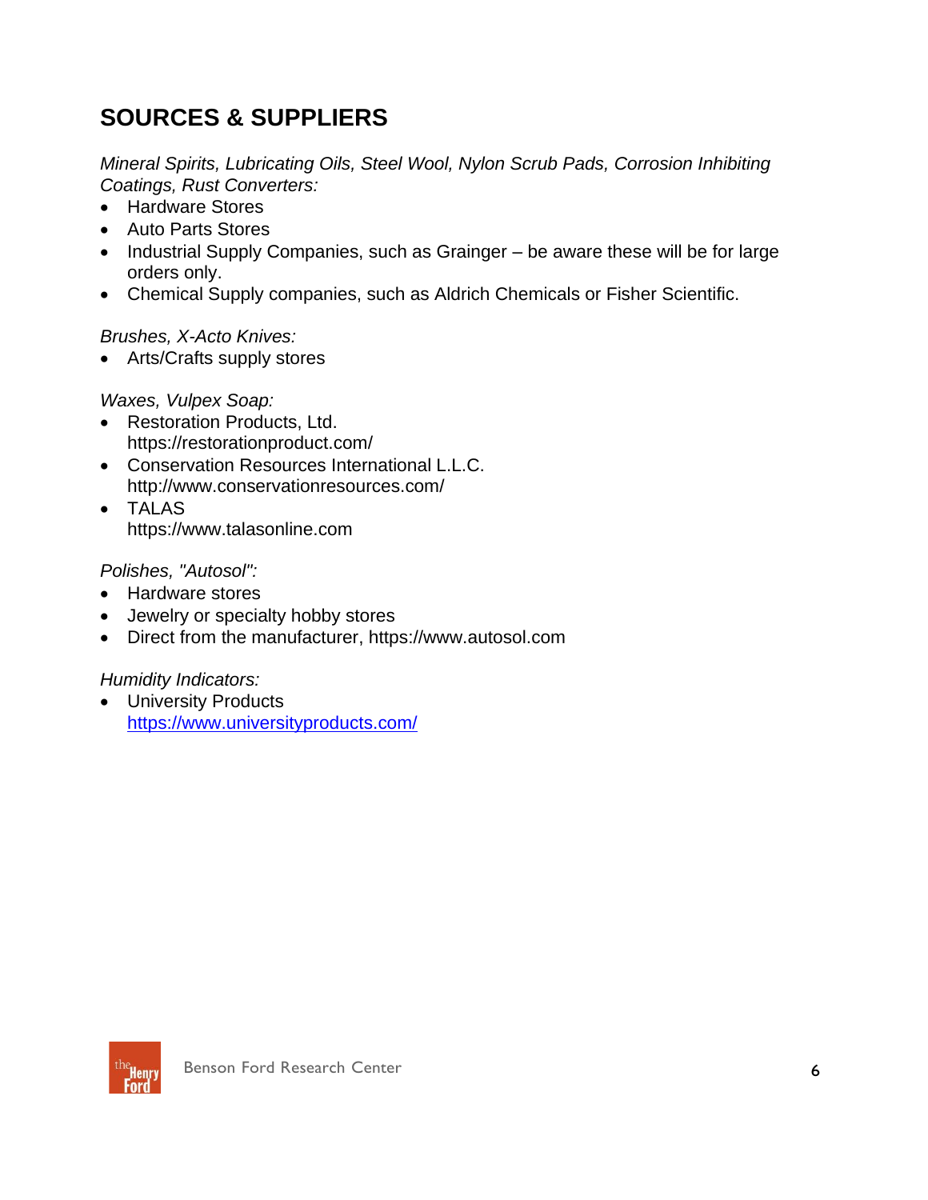## SOURCES & SUPPLIERS

*Mineral Spirits, Lubricating Oils, Steel Wool, Nylon Scrub Pads, Corrosion Inhibiting Coatings, Rust Converters:*

- Hardware Stores
- Auto Parts Stores
- Industrial Supply Companies, such as Grainger – be aware these will be for large orders only.
- Chemical Supply companies, such as Aldrich Chemicals or Fisher Scientific.

*Brushes, X-Acto Knives:*

- Arts/Crafts supply stores

*Waxes, Vulpex Soap:*

- Restoration Products, Ltd.
  https://restorationproduct.com/
- Conservation Resources International L.L.C.
  http://www.conservationresources.com/
- TALAS
  https://www.talasonline.com

*Polishes, "Autosol":*

- Hardware stores
- Jewelry or specialty hobby stores
- Direct from the manufacturer, https://www.autosol.com

*Humidity Indicators:*

- University Products
  https://www.universityproducts.com/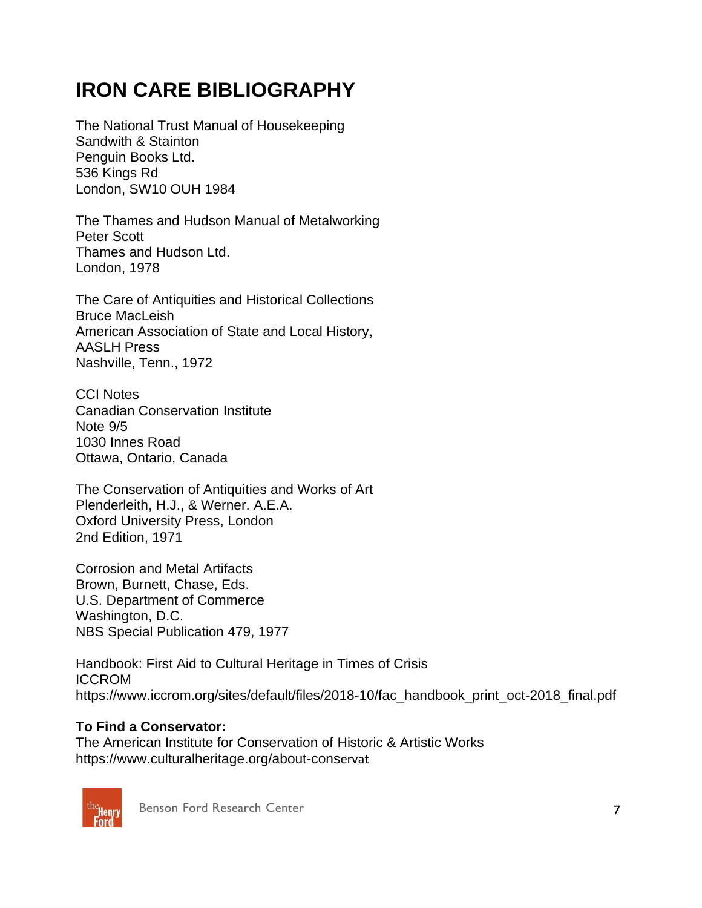# IRON CARE BIBLIOGRAPHY

The National Trust Manual of Housekeeping
Sandwith & Stainton
Penguin Books Ltd.
536 Kings Rd
London, SW10 OUH 1984

The Thames and Hudson Manual of Metalworking
Peter Scott
Thames and Hudson Ltd.
London, 1978

The Care of Antiquities and Historical Collections
Bruce MacLeish
American Association of State and Local History,
AASLH Press
Nashville, Tenn., 1972

CCI Notes
Canadian Conservation Institute
Note 9/5
1030 Innes Road
Ottawa, Ontario, Canada

The Conservation of Antiquities and Works of Art
Plenderleith, H.J., & Werner. A.E.A.
Oxford University Press, London
2nd Edition, 1971

Corrosion and Metal Artifacts
Brown, Burnett, Chase, Eds.
U.S. Department of Commerce
Washington, D.C.
NBS Special Publication 479, 1977

Handbook: First Aid to Cultural Heritage in Times of Crisis
ICCROM
https://www.iccrom.org/sites/default/files/2018-10/fac_handbook_print_oct-2018_final.pdf

**To Find a Conservator:**
The American Institute for Conservation of Historic & Artistic Works
https://www.culturalheritage.org/about-conservat